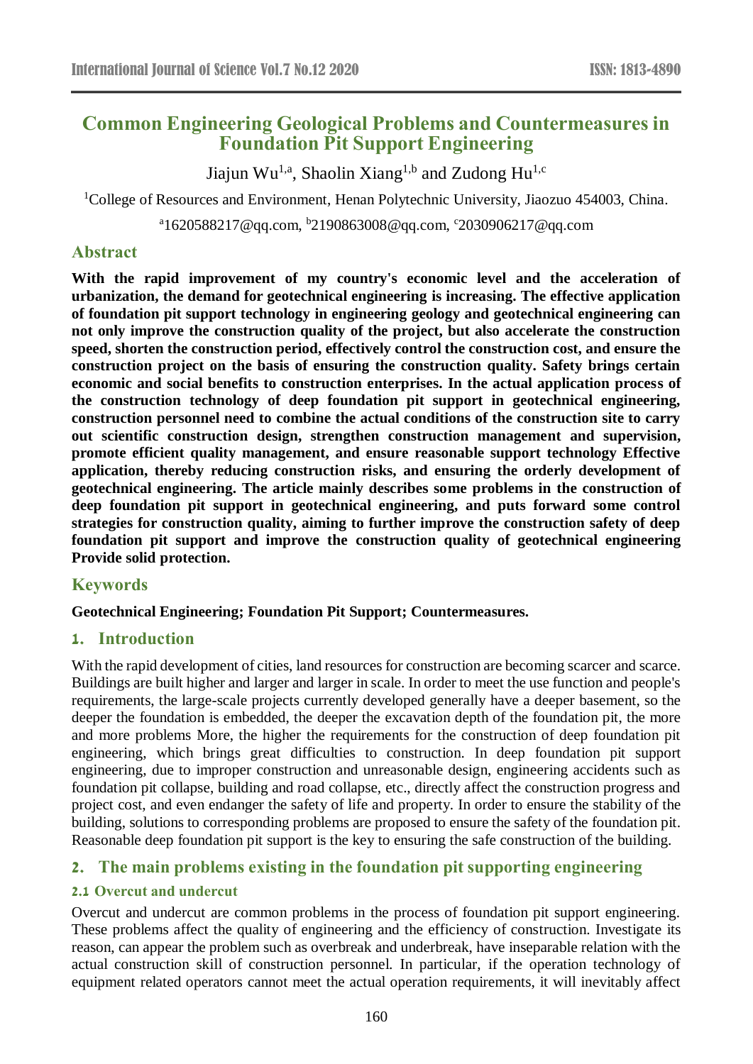# Common Engineering Geological Problems and Countermeasures in Foundation Pit Support Engineering

Jiajun Wu[1,a], Shaolin Xiang[1,b] and Zudong Hu[1,c]

[1]College of Resources and Environment, Henan Polytechnic University, Jiaozuo 454003, China.

[a]1620588217@qq.com, [b]2190863008@qq.com, [c]2030906217@qq.com

## Abstract

**With the rapid improvement of my country's economic level and the acceleration of urbanization, the demand for geotechnical engineering is increasing. The effective application of foundation pit support technology in engineering geology and geotechnical engineering can not only improve the construction quality of the project, but also accelerate the construction speed, shorten the construction period, effectively control the construction cost, and ensure the construction project on the basis of ensuring the construction quality. Safety brings certain economic and social benefits to construction enterprises. In the actual application process of the construction technology of deep foundation pit support in geotechnical engineering, construction personnel need to combine the actual conditions of the construction site to carry out scientific construction design, strengthen construction management and supervision, promote efficient quality management, and ensure reasonable support technology Effective application, thereby reducing construction risks, and ensuring the orderly development of geotechnical engineering. The article mainly describes some problems in the construction of deep foundation pit support in geotechnical engineering, and puts forward some control strategies for construction quality, aiming to further improve the construction safety of deep foundation pit support and improve the construction quality of geotechnical engineering Provide solid protection.**

## Keywords

**Geotechnical Engineering; Foundation Pit Support; Countermeasures.**

## 1. Introduction

With the rapid development of cities, land resources for construction are becoming scarcer and scarce. Buildings are built higher and larger and larger in scale. In order to meet the use function and people's requirements, the large-scale projects currently developed generally have a deeper basement, so the deeper the foundation is embedded, the deeper the excavation depth of the foundation pit, the more and more problems More, the higher the requirements for the construction of deep foundation pit engineering, which brings great difficulties to construction. In deep foundation pit support engineering, due to improper construction and unreasonable design, engineering accidents such as foundation pit collapse, building and road collapse, etc., directly affect the construction progress and project cost, and even endanger the safety of life and property. In order to ensure the stability of the building, solutions to corresponding problems are proposed to ensure the safety of the foundation pit. Reasonable deep foundation pit support is the key to ensuring the safe construction of the building.

## 2. The main problems existing in the foundation pit supporting engineering

### 2.1 Overcut and undercut

Overcut and undercut are common problems in the process of foundation pit support engineering. These problems affect the quality of engineering and the efficiency of construction. Investigate its reason, can appear the problem such as overbreak and underbreak, have inseparable relation with the actual construction skill of construction personnel. In particular, if the operation technology of equipment related operators cannot meet the actual operation requirements, it will inevitably affect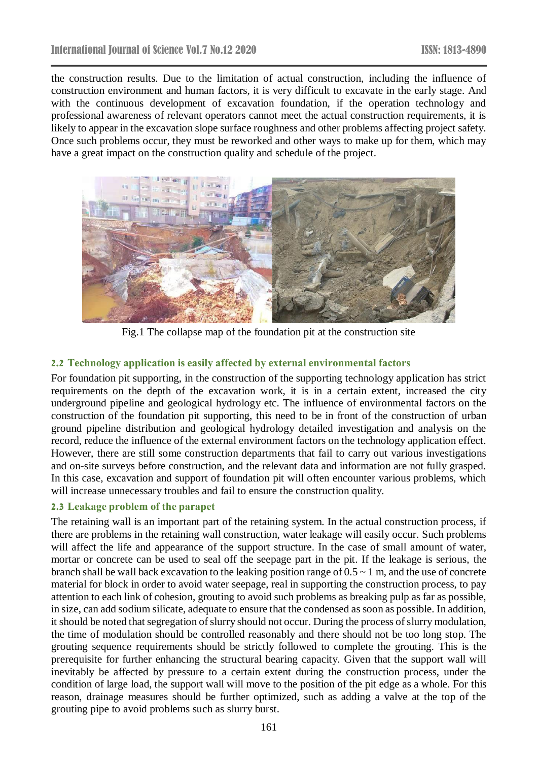the construction results. Due to the limitation of actual construction, including the influence of construction environment and human factors, it is very difficult to excavate in the early stage. And with the continuous development of excavation foundation, if the operation technology and professional awareness of relevant operators cannot meet the actual construction requirements, it is likely to appear in the excavation slope surface roughness and other problems affecting project safety. Once such problems occur, they must be reworked and other ways to make up for them, which may have a great impact on the construction quality and schedule of the project.

Fig.1 The collapse map of the foundation pit at the construction site

### 2.2 Technology application is easily affected by external environmental factors

For foundation pit supporting, in the construction of the supporting technology application has strict requirements on the depth of the excavation work, it is in a certain extent, increased the city underground pipeline and geological hydrology etc. The influence of environmental factors on the construction of the foundation pit supporting, this need to be in front of the construction of urban ground pipeline distribution and geological hydrology detailed investigation and analysis on the record, reduce the influence of the external environment factors on the technology application effect. However, there are still some construction departments that fail to carry out various investigations and on-site surveys before construction, and the relevant data and information are not fully grasped. In this case, excavation and support of foundation pit will often encounter various problems, which will increase unnecessary troubles and fail to ensure the construction quality.

### 2.3 Leakage problem of the parapet

The retaining wall is an important part of the retaining system. In the actual construction process, if there are problems in the retaining wall construction, water leakage will easily occur. Such problems will affect the life and appearance of the support structure. In the case of small amount of water, mortar or concrete can be used to seal off the seepage part in the pit. If the leakage is serious, the branch shall be wall back excavation to the leaking position range of 0.5 ~ 1 m, and the use of concrete material for block in order to avoid water seepage, real in supporting the construction process, to pay attention to each link of cohesion, grouting to avoid such problems as breaking pulp as far as possible, in size, can add sodium silicate, adequate to ensure that the condensed as soon as possible. In addition, it should be noted that segregation of slurry should not occur. During the process of slurry modulation, the time of modulation should be controlled reasonably and there should not be too long stop. The grouting sequence requirements should be strictly followed to complete the grouting. This is the prerequisite for further enhancing the structural bearing capacity. Given that the support wall will inevitably be affected by pressure to a certain extent during the construction process, under the condition of large load, the support wall will move to the position of the pit edge as a whole. For this reason, drainage measures should be further optimized, such as adding a valve at the top of the grouting pipe to avoid problems such as slurry burst.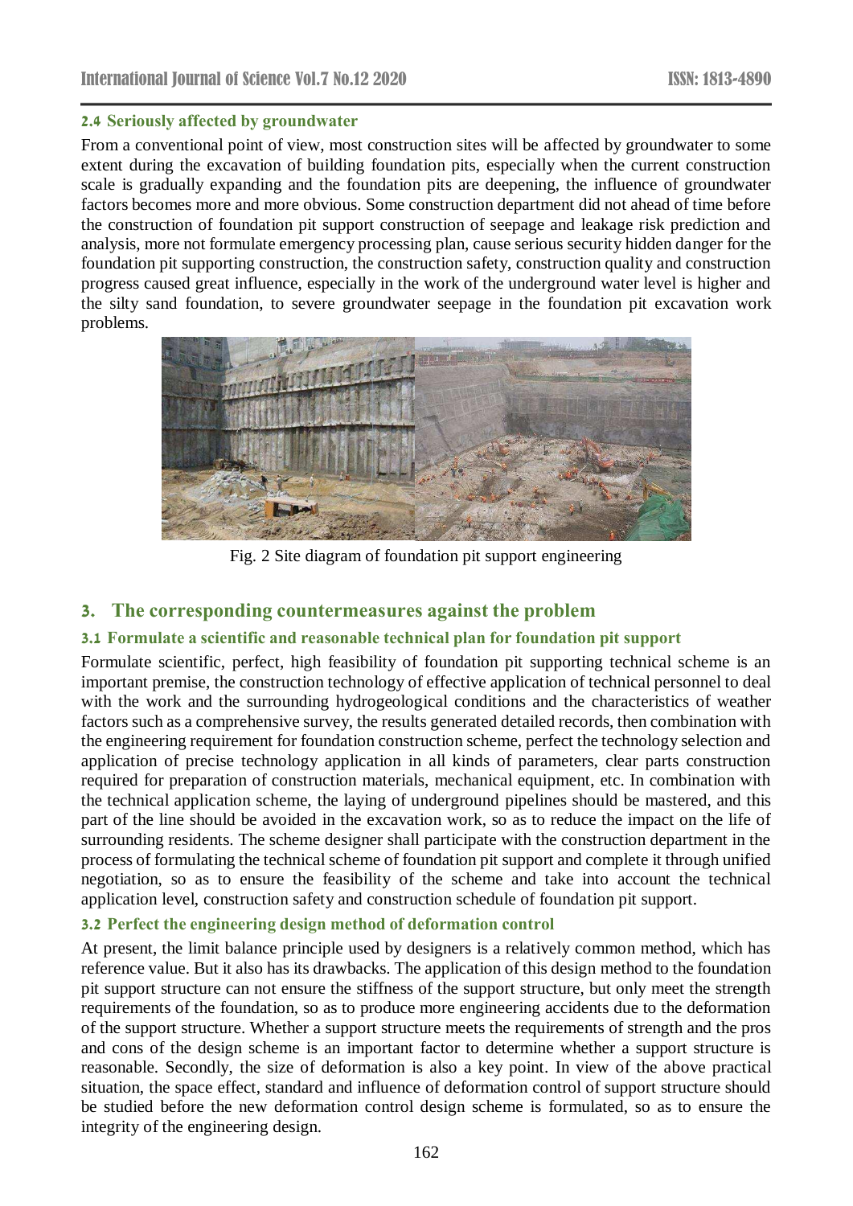### 2.4 Seriously affected by groundwater

From a conventional point of view, most construction sites will be affected by groundwater to some extent during the excavation of building foundation pits, especially when the current construction scale is gradually expanding and the foundation pits are deepening, the influence of groundwater factors becomes more and more obvious. Some construction department did not ahead of time before the construction of foundation pit support construction of seepage and leakage risk prediction and analysis, more not formulate emergency processing plan, cause serious security hidden danger for the foundation pit supporting construction, the construction safety, construction quality and construction progress caused great influence, especially in the work of the underground water level is higher and the silty sand foundation, to severe groundwater seepage in the foundation pit excavation work problems.

Fig. 2 Site diagram of foundation pit support engineering

## 3. The corresponding countermeasures against the problem

### 3.1 Formulate a scientific and reasonable technical plan for foundation pit support

Formulate scientific, perfect, high feasibility of foundation pit supporting technical scheme is an important premise, the construction technology of effective application of technical personnel to deal with the work and the surrounding hydrogeological conditions and the characteristics of weather factors such as a comprehensive survey, the results generated detailed records, then combination with the engineering requirement for foundation construction scheme, perfect the technology selection and application of precise technology application in all kinds of parameters, clear parts construction required for preparation of construction materials, mechanical equipment, etc. In combination with the technical application scheme, the laying of underground pipelines should be mastered, and this part of the line should be avoided in the excavation work, so as to reduce the impact on the life of surrounding residents. The scheme designer shall participate with the construction department in the process of formulating the technical scheme of foundation pit support and complete it through unified negotiation, so as to ensure the feasibility of the scheme and take into account the technical application level, construction safety and construction schedule of foundation pit support.

### 3.2 Perfect the engineering design method of deformation control

At present, the limit balance principle used by designers is a relatively common method, which has reference value. But it also has its drawbacks. The application of this design method to the foundation pit support structure can not ensure the stiffness of the support structure, but only meet the strength requirements of the foundation, so as to produce more engineering accidents due to the deformation of the support structure. Whether a support structure meets the requirements of strength and the pros and cons of the design scheme is an important factor to determine whether a support structure is reasonable. Secondly, the size of deformation is also a key point. In view of the above practical situation, the space effect, standard and influence of deformation control of support structure should be studied before the new deformation control design scheme is formulated, so as to ensure the integrity of the engineering design.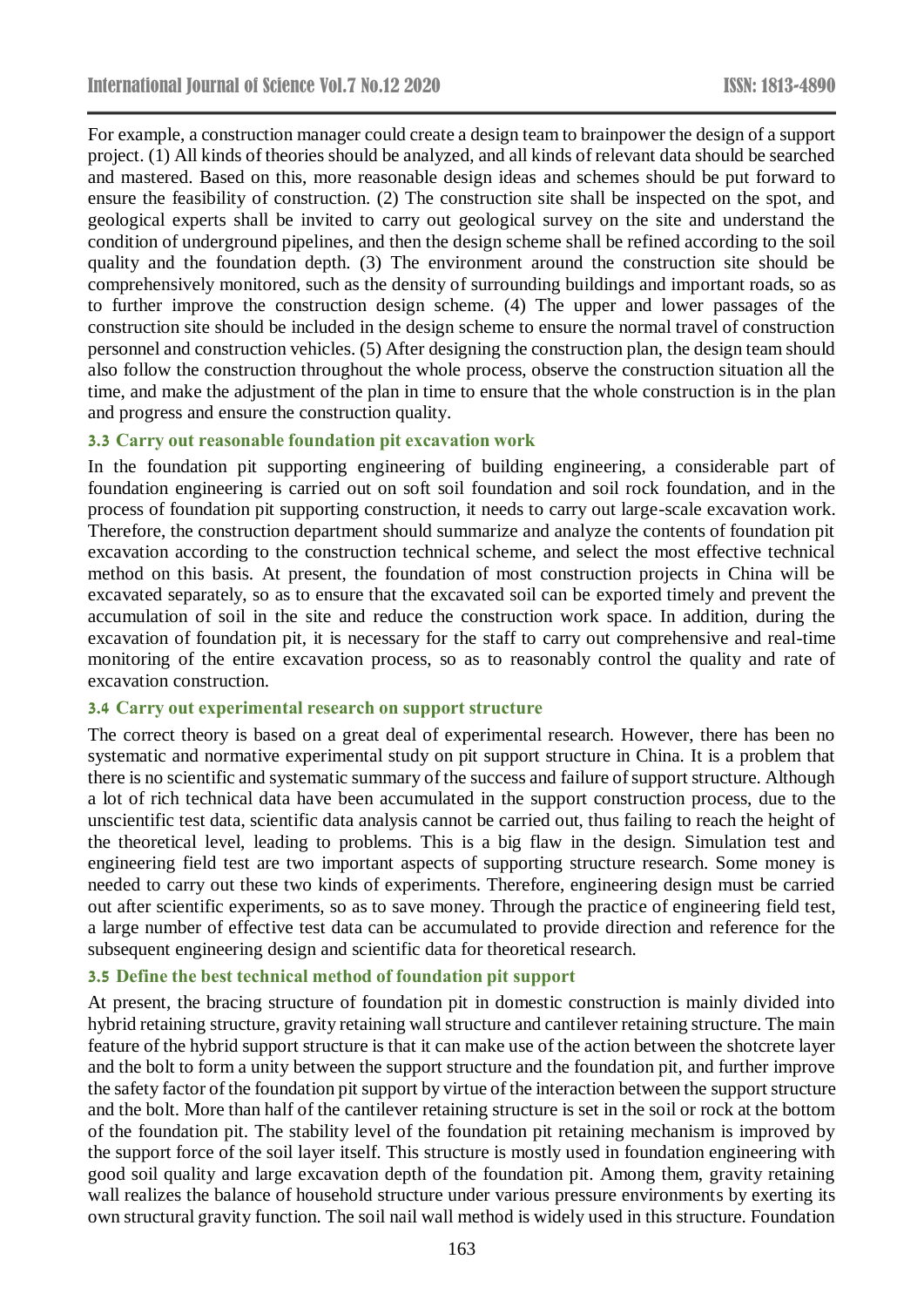For example, a construction manager could create a design team to brainpower the design of a support project. (1) All kinds of theories should be analyzed, and all kinds of relevant data should be searched and mastered. Based on this, more reasonable design ideas and schemes should be put forward to ensure the feasibility of construction. (2) The construction site shall be inspected on the spot, and geological experts shall be invited to carry out geological survey on the site and understand the condition of underground pipelines, and then the design scheme shall be refined according to the soil quality and the foundation depth. (3) The environment around the construction site should be comprehensively monitored, such as the density of surrounding buildings and important roads, so as to further improve the construction design scheme. (4) The upper and lower passages of the construction site should be included in the design scheme to ensure the normal travel of construction personnel and construction vehicles. (5) After designing the construction plan, the design team should also follow the construction throughout the whole process, observe the construction situation all the time, and make the adjustment of the plan in time to ensure that the whole construction is in the plan and progress and ensure the construction quality.

### 3.3 Carry out reasonable foundation pit excavation work

In the foundation pit supporting engineering of building engineering, a considerable part of foundation engineering is carried out on soft soil foundation and soil rock foundation, and in the process of foundation pit supporting construction, it needs to carry out large-scale excavation work. Therefore, the construction department should summarize and analyze the contents of foundation pit excavation according to the construction technical scheme, and select the most effective technical method on this basis. At present, the foundation of most construction projects in China will be excavated separately, so as to ensure that the excavated soil can be exported timely and prevent the accumulation of soil in the site and reduce the construction work space. In addition, during the excavation of foundation pit, it is necessary for the staff to carry out comprehensive and real-time monitoring of the entire excavation process, so as to reasonably control the quality and rate of excavation construction.

### 3.4 Carry out experimental research on support structure

The correct theory is based on a great deal of experimental research. However, there has been no systematic and normative experimental study on pit support structure in China. It is a problem that there is no scientific and systematic summary of the success and failure of support structure. Although a lot of rich technical data have been accumulated in the support construction process, due to the unscientific test data, scientific data analysis cannot be carried out, thus failing to reach the height of the theoretical level, leading to problems. This is a big flaw in the design. Simulation test and engineering field test are two important aspects of supporting structure research. Some money is needed to carry out these two kinds of experiments. Therefore, engineering design must be carried out after scientific experiments, so as to save money. Through the practice of engineering field test, a large number of effective test data can be accumulated to provide direction and reference for the subsequent engineering design and scientific data for theoretical research.

### 3.5 Define the best technical method of foundation pit support

At present, the bracing structure of foundation pit in domestic construction is mainly divided into hybrid retaining structure, gravity retaining wall structure and cantilever retaining structure. The main feature of the hybrid support structure is that it can make use of the action between the shotcrete layer and the bolt to form a unity between the support structure and the foundation pit, and further improve the safety factor of the foundation pit support by virtue of the interaction between the support structure and the bolt. More than half of the cantilever retaining structure is set in the soil or rock at the bottom of the foundation pit. The stability level of the foundation pit retaining mechanism is improved by the support force of the soil layer itself. This structure is mostly used in foundation engineering with good soil quality and large excavation depth of the foundation pit. Among them, gravity retaining wall realizes the balance of household structure under various pressure environments by exerting its own structural gravity function. The soil nail wall method is widely used in this structure. Foundation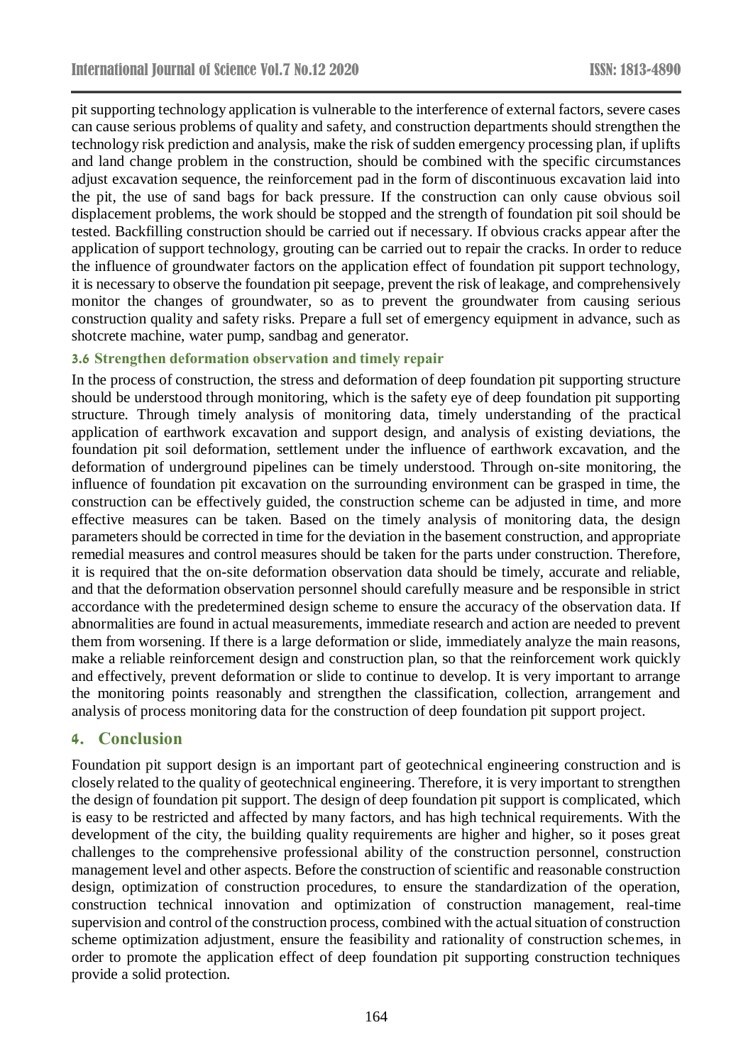pit supporting technology application is vulnerable to the interference of external factors, severe cases can cause serious problems of quality and safety, and construction departments should strengthen the technology risk prediction and analysis, make the risk of sudden emergency processing plan, if uplifts and land change problem in the construction, should be combined with the specific circumstances adjust excavation sequence, the reinforcement pad in the form of discontinuous excavation laid into the pit, the use of sand bags for back pressure. If the construction can only cause obvious soil displacement problems, the work should be stopped and the strength of foundation pit soil should be tested. Backfilling construction should be carried out if necessary. If obvious cracks appear after the application of support technology, grouting can be carried out to repair the cracks. In order to reduce the influence of groundwater factors on the application effect of foundation pit support technology, it is necessary to observe the foundation pit seepage, prevent the risk of leakage, and comprehensively monitor the changes of groundwater, so as to prevent the groundwater from causing serious construction quality and safety risks. Prepare a full set of emergency equipment in advance, such as shotcrete machine, water pump, sandbag and generator.

### 3.6 Strengthen deformation observation and timely repair

In the process of construction, the stress and deformation of deep foundation pit supporting structure should be understood through monitoring, which is the safety eye of deep foundation pit supporting structure. Through timely analysis of monitoring data, timely understanding of the practical application of earthwork excavation and support design, and analysis of existing deviations, the foundation pit soil deformation, settlement under the influence of earthwork excavation, and the deformation of underground pipelines can be timely understood. Through on-site monitoring, the influence of foundation pit excavation on the surrounding environment can be grasped in time, the construction can be effectively guided, the construction scheme can be adjusted in time, and more effective measures can be taken. Based on the timely analysis of monitoring data, the design parameters should be corrected in time for the deviation in the basement construction, and appropriate remedial measures and control measures should be taken for the parts under construction. Therefore, it is required that the on-site deformation observation data should be timely, accurate and reliable, and that the deformation observation personnel should carefully measure and be responsible in strict accordance with the predetermined design scheme to ensure the accuracy of the observation data. If abnormalities are found in actual measurements, immediate research and action are needed to prevent them from worsening. If there is a large deformation or slide, immediately analyze the main reasons, make a reliable reinforcement design and construction plan, so that the reinforcement work quickly and effectively, prevent deformation or slide to continue to develop. It is very important to arrange the monitoring points reasonably and strengthen the classification, collection, arrangement and analysis of process monitoring data for the construction of deep foundation pit support project.

## 4. Conclusion

Foundation pit support design is an important part of geotechnical engineering construction and is closely related to the quality of geotechnical engineering. Therefore, it is very important to strengthen the design of foundation pit support. The design of deep foundation pit support is complicated, which is easy to be restricted and affected by many factors, and has high technical requirements. With the development of the city, the building quality requirements are higher and higher, so it poses great challenges to the comprehensive professional ability of the construction personnel, construction management level and other aspects. Before the construction of scientific and reasonable construction design, optimization of construction procedures, to ensure the standardization of the operation, construction technical innovation and optimization of construction management, real-time supervision and control of the construction process, combined with the actual situation of construction scheme optimization adjustment, ensure the feasibility and rationality of construction schemes, in order to promote the application effect of deep foundation pit supporting construction techniques provide a solid protection.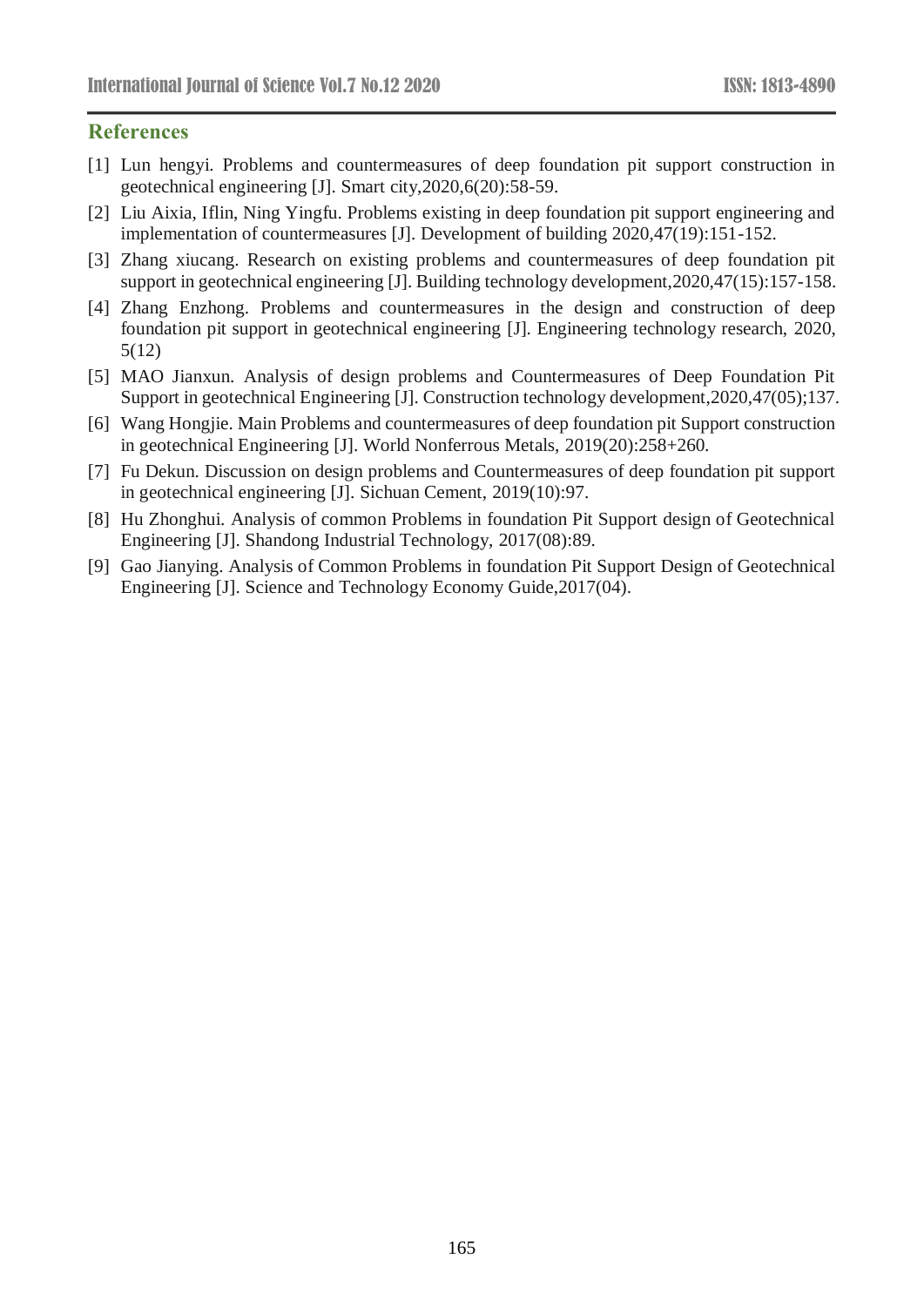## References

[1] Lun hengyi. Problems and countermeasures of deep foundation pit support construction in geotechnical engineering [J]. Smart city,2020,6(20):58-59.

[2] Liu Aixia, Iflin, Ning Yingfu. Problems existing in deep foundation pit support engineering and implementation of countermeasures [J]. Development of building 2020,47(19):151-152.

[3] Zhang xiucang. Research on existing problems and countermeasures of deep foundation pit support in geotechnical engineering [J]. Building technology development,2020,47(15):157-158.

[4] Zhang Enzhong. Problems and countermeasures in the design and construction of deep foundation pit support in geotechnical engineering [J]. Engineering technology research, 2020, 5(12)

[5] MAO Jianxun. Analysis of design problems and Countermeasures of Deep Foundation Pit Support in geotechnical Engineering [J]. Construction technology development,2020,47(05);137.

[6] Wang Hongjie. Main Problems and countermeasures of deep foundation pit Support construction in geotechnical Engineering [J]. World Nonferrous Metals, 2019(20):258+260.

[7] Fu Dekun. Discussion on design problems and Countermeasures of deep foundation pit support in geotechnical engineering [J]. Sichuan Cement, 2019(10):97.

[8] Hu Zhonghui. Analysis of common Problems in foundation Pit Support design of Geotechnical Engineering [J]. Shandong Industrial Technology, 2017(08):89.

[9] Gao Jianying. Analysis of Common Problems in foundation Pit Support Design of Geotechnical Engineering [J]. Science and Technology Economy Guide,2017(04).